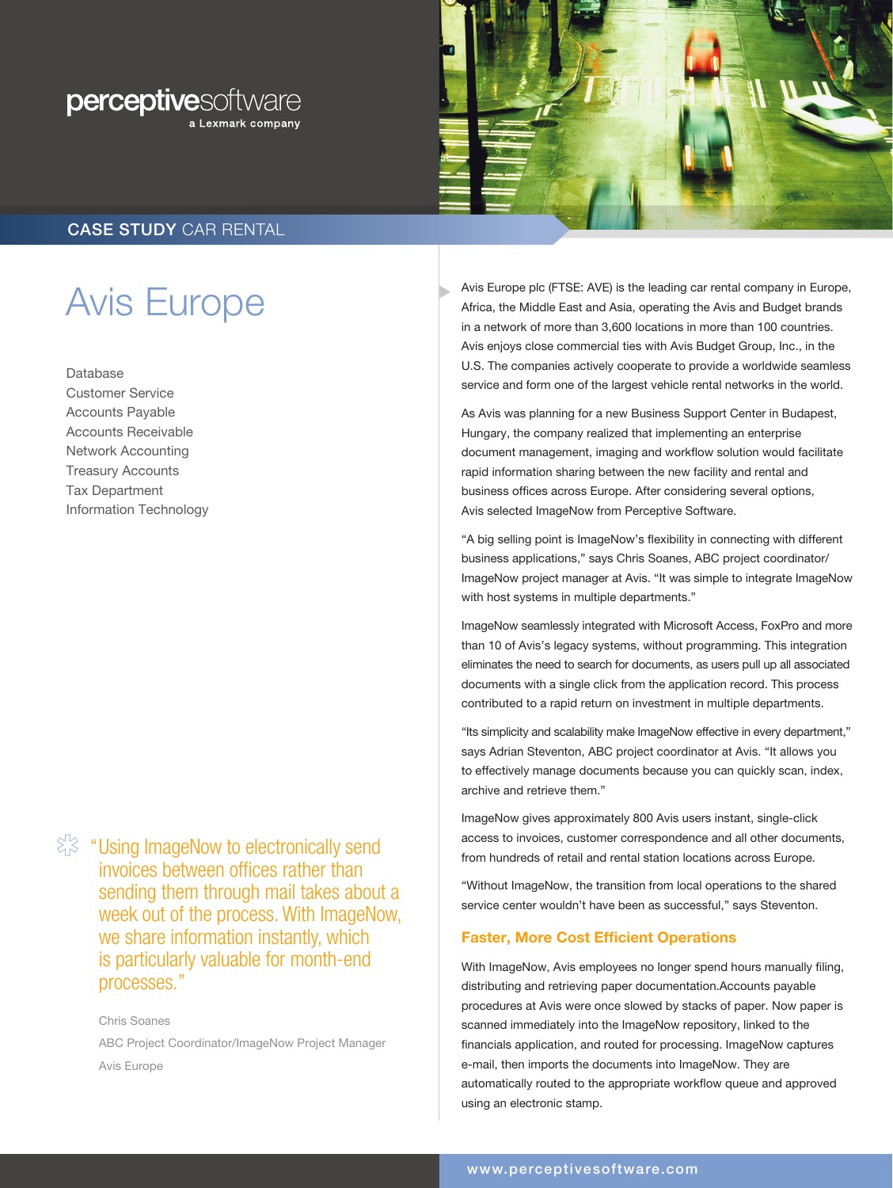perceptivesoftware
a Lexmark company

**CASE STUDY** CAR RENTAL

# Avis Europe

Database
Customer Service
Accounts Payable
Accounts Receivable
Network Accounting
Treasury Accounts
Tax Department
Information Technology

Avis Europe plc (FTSE: AVE) is the leading car rental company in Europe, Africa, the Middle East and Asia, operating the Avis and Budget brands in a network of more than 3,600 locations in more than 100 countries. Avis enjoys close commercial ties with Avis Budget Group, Inc., in the U.S. The companies actively cooperate to provide a worldwide seamless service and form one of the largest vehicle rental networks in the world.

As Avis was planning for a new Business Support Center in Budapest, Hungary, the company realized that implementing an enterprise document management, imaging and workflow solution would facilitate rapid information sharing between the new facility and rental and business offices across Europe. After considering several options, Avis selected ImageNow from Perceptive Software.

"A big selling point is ImageNow's flexibility in connecting with different business applications," says Chris Soanes, ABC project coordinator/ ImageNow project manager at Avis. "It was simple to integrate ImageNow with host systems in multiple departments."

ImageNow seamlessly integrated with Microsoft Access, FoxPro and more than 10 of Avis's legacy systems, without programming. This integration eliminates the need to search for documents, as users pull up all associated documents with a single click from the application record. This process contributed to a rapid return on investment in multiple departments.

"Its simplicity and scalability make ImageNow effective in every department," says Adrian Steventon, ABC project coordinator at Avis. "It allows you to effectively manage documents because you can quickly scan, index, archive and retrieve them."

ImageNow gives approximately 800 Avis users instant, single-click access to invoices, customer correspondence and all other documents, from hundreds of retail and rental station locations across Europe.

"Without ImageNow, the transition from local operations to the shared service center wouldn't have been as successful," says Steventon.

> "Using ImageNow to electronically send invoices between offices rather than sending them through mail takes about a week out of the process. With ImageNow, we share information instantly, which is particularly valuable for month-end processes."
>
> Chris Soanes
> ABC Project Coordinator/ImageNow Project Manager
> Avis Europe

## Faster, More Cost Efficient Operations

With ImageNow, Avis employees no longer spend hours manually filing, distributing and retrieving paper documentation.Accounts payable procedures at Avis were once slowed by stacks of paper. Now paper is scanned immediately into the ImageNow repository, linked to the financials application, and routed for processing. ImageNow captures e-mail, then imports the documents into ImageNow. They are automatically routed to the appropriate workflow queue and approved using an electronic stamp.

www.perceptivesoftware.com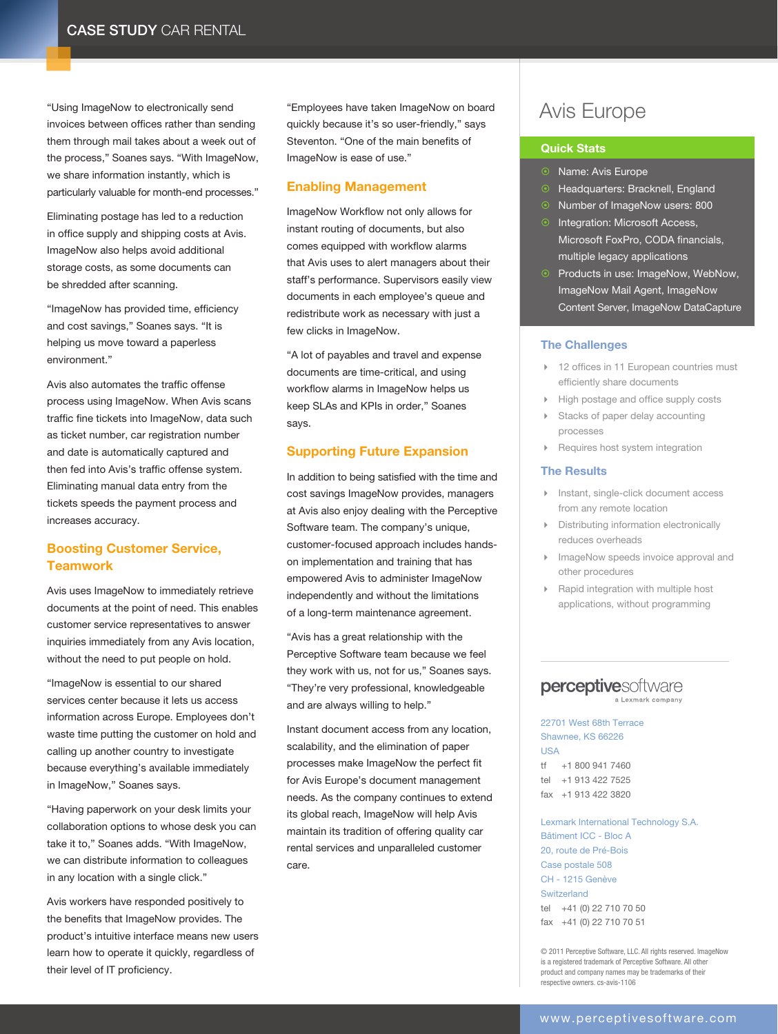"Using ImageNow to electronically send invoices between offices rather than sending them through mail takes about a week out of the process," Soanes says. "With ImageNow, we share information instantly, which is particularly valuable for month-end processes."

Eliminating postage has led to a reduction in office supply and shipping costs at Avis. ImageNow also helps avoid additional storage costs, as some documents can be shredded after scanning.

"ImageNow has provided time, efficiency and cost savings," Soanes says. "It is helping us move toward a paperless environment."

Avis also automates the traffic offense process using ImageNow. When Avis scans traffic fine tickets into ImageNow, data such as ticket number, car registration number and date is automatically captured and then fed into Avis's traffic offense system. Eliminating manual data entry from the tickets speeds the payment process and increases accuracy.

## Boosting Customer Service, Teamwork

Avis uses ImageNow to immediately retrieve documents at the point of need. This enables customer service representatives to answer inquiries immediately from any Avis location, without the need to put people on hold.

"ImageNow is essential to our shared services center because it lets us access information across Europe. Employees don't waste time putting the customer on hold and calling up another country to investigate because everything's available immediately in ImageNow," Soanes says.

"Having paperwork on your desk limits your collaboration options to whose desk you can take it to," Soanes adds. "With ImageNow, we can distribute information to colleagues in any location with a single click."

Avis workers have responded positively to the benefits that ImageNow provides. The product's intuitive interface means new users learn how to operate it quickly, regardless of their level of IT proficiency.

"Employees have taken ImageNow on board quickly because it's so user-friendly," says Steventon. "One of the main benefits of ImageNow is ease of use."

## Enabling Management

ImageNow Workflow not only allows for instant routing of documents, but also comes equipped with workflow alarms that Avis uses to alert managers about their staff's performance. Supervisors easily view documents in each employee's queue and redistribute work as necessary with just a few clicks in ImageNow.

"A lot of payables and travel and expense documents are time-critical, and using workflow alarms in ImageNow helps us keep SLAs and KPIs in order," Soanes says.

## Supporting Future Expansion

In addition to being satisfied with the time and cost savings ImageNow provides, managers at Avis also enjoy dealing with the Perceptive Software team. The company's unique, customer-focused approach includes hands-on implementation and training that has empowered Avis to administer ImageNow independently and without the limitations of a long-term maintenance agreement.

"Avis has a great relationship with the Perceptive Software team because we feel they work with us, not for us," Soanes says. "They're very professional, knowledgeable and are always willing to help."

Instant document access from any location, scalability, and the elimination of paper processes make ImageNow the perfect fit for Avis Europe's document management needs. As the company continues to extend its global reach, ImageNow will help Avis maintain its tradition of offering quality car rental services and unparalleled customer care.

# Avis Europe

## Quick Stats

- Name: Avis Europe
- Headquarters: Bracknell, England
- Number of ImageNow users: 800
- Integration: Microsoft Access, Microsoft FoxPro, CODA financials, multiple legacy applications
- Products in use: ImageNow, WebNow, ImageNow Mail Agent, ImageNow Content Server, ImageNow DataCapture

## The Challenges

- 12 offices in 11 European countries must efficiently share documents
- High postage and office supply costs
- Stacks of paper delay accounting processes
- Requires host system integration

## The Results

- Instant, single-click document access from any remote location
- Distributing information electronically reduces overheads
- ImageNow speeds invoice approval and other procedures
- Rapid integration with multiple host applications, without programming

perceptivesoftware
a Lexmark company

22701 West 68th Terrace
Shawnee, KS 66226
USA
tf +1 800 941 7460
tel +1 913 422 7525
fax +1 913 422 3820

Lexmark International Technology S.A.
Bâtiment ICC - Bloc A
20, route de Pré-Bois
Case postale 508
CH - 1215 Genève
Switzerland
tel +41 (0) 22 710 70 50
fax +41 (0) 22 710 70 51

© 2011 Perceptive Software, LLC. All rights reserved. ImageNow is a registered trademark of Perceptive Software. All other product and company names may be trademarks of their respective owners. cs-avis-1106

www.perceptivesoftware.com